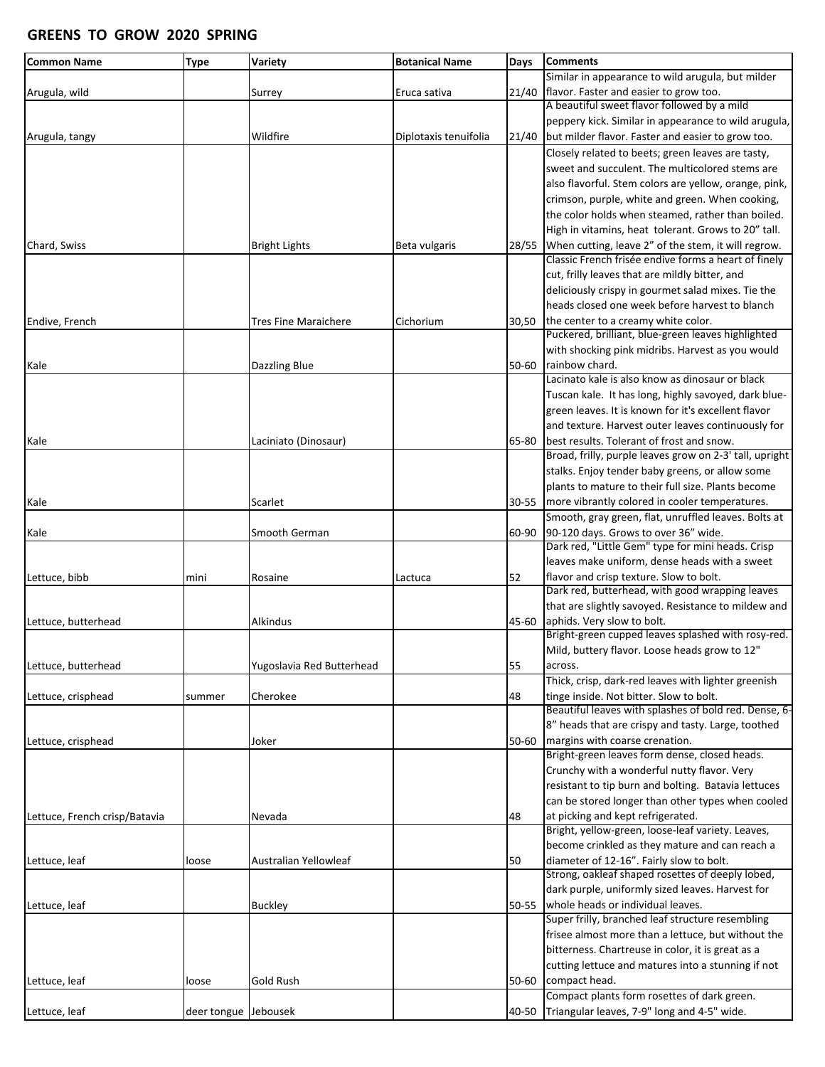## GREENS TO GROW 2020 SPRING

| Common Name | Type | Variety | Botanical Name | Days | Comments |
|---|---|---|---|---|---|
| Arugula, wild | | Surrey | Eruca sativa | 21/40 | Similar in appearance to wild arugula, but milder flavor. Faster and easier to grow too. |
| Arugula, tangy | | Wildfire | Diplotaxis tenuifolia | 21/40 | A beautiful sweet flavor followed by a mild peppery kick. Similar in appearance to wild arugula, but milder flavor. Faster and easier to grow too. |
| Chard, Swiss | | Bright Lights | Beta vulgaris | 28/55 | Closely related to beets; green leaves are tasty, sweet and succulent. The multicolored stems are also flavorful. Stem colors are yellow, orange, pink, crimson, purple, white and green. When cooking, the color holds when steamed, rather than boiled. High in vitamins, heat tolerant. Grows to 20" tall. When cutting, leave 2" of the stem, it will regrow. |
| Endive, French | | Tres Fine Maraichere | Cichorium | 30,50 | Classic French frisée endive forms a heart of finely cut, frilly leaves that are mildly bitter, and deliciously crispy in gourmet salad mixes. Tie the heads closed one week before harvest to blanch the center to a creamy white color. |
| Kale | | Dazzling Blue | | 50-60 | Puckered, brilliant, blue-green leaves highlighted with shocking pink midribs. Harvest as you would rainbow chard. |
| Kale | | Laciniato (Dinosaur) | | 65-80 | Lacinato kale is also know as dinosaur or black Tuscan kale. It has long, highly savoyed, dark blue-green leaves. It is known for it's excellent flavor and texture. Harvest outer leaves continuously for best results. Tolerant of frost and snow. |
| Kale | | Scarlet | | 30-55 | Broad, frilly, purple leaves grow on 2-3' tall, upright stalks. Enjoy tender baby greens, or allow some plants to mature to their full size. Plants become more vibrantly colored in cooler temperatures. |
| Kale | | Smooth German | | 60-90 | Smooth, gray green, flat, unruffled leaves. Bolts at 90-120 days. Grows to over 36" wide. |
| Lettuce, bibb | mini | Rosaine | Lactuca | 52 | Dark red, "Little Gem" type for mini heads. Crisp leaves make uniform, dense heads with a sweet flavor and crisp texture. Slow to bolt. |
| Lettuce, butterhead | | Alkindus | | 45-60 | Dark red, butterhead, with good wrapping leaves that are slightly savoyed. Resistance to mildew and aphids. Very slow to bolt. |
| Lettuce, butterhead | | Yugoslavia Red Butterhead | | 55 | Bright-green cupped leaves splashed with rosy-red. Mild, buttery flavor. Loose heads grow to 12" across. |
| Lettuce, crisphead | summer | Cherokee | | 48 | Thick, crisp, dark-red leaves with lighter greenish tinge inside. Not bitter. Slow to bolt. |
| Lettuce, crisphead | | Joker | | 50-60 | Beautiful leaves with splashes of bold red. Dense, 6-8" heads that are crispy and tasty. Large, toothed margins with coarse crenation. |
| Lettuce, French crisp/Batavia | | Nevada | | 48 | Bright-green leaves form dense, closed heads. Crunchy with a wonderful nutty flavor. Very resistant to tip burn and bolting. Batavia lettuces can be stored longer than other types when cooled at picking and kept refrigerated. |
| Lettuce, leaf | loose | Australian Yellowleaf | | 50 | Bright, yellow-green, loose-leaf variety. Leaves, become crinkled as they mature and can reach a diameter of 12-16". Fairly slow to bolt. |
| Lettuce, leaf | | Buckley | | 50-55 | Strong, oakleaf shaped rosettes of deeply lobed, dark purple, uniformly sized leaves. Harvest for whole heads or individual leaves. |
| Lettuce, leaf | loose | Gold Rush | | 50-60 | Super frilly, branched leaf structure resembling frisee almost more than a lettuce, but without the bitterness. Chartreuse in color, it is great as a cutting lettuce and matures into a stunning if not compact head. |
| Lettuce, leaf | deer tongue | Jebousek | | 40-50 | Compact plants form rosettes of dark green. Triangular leaves, 7-9" long and 4-5" wide. |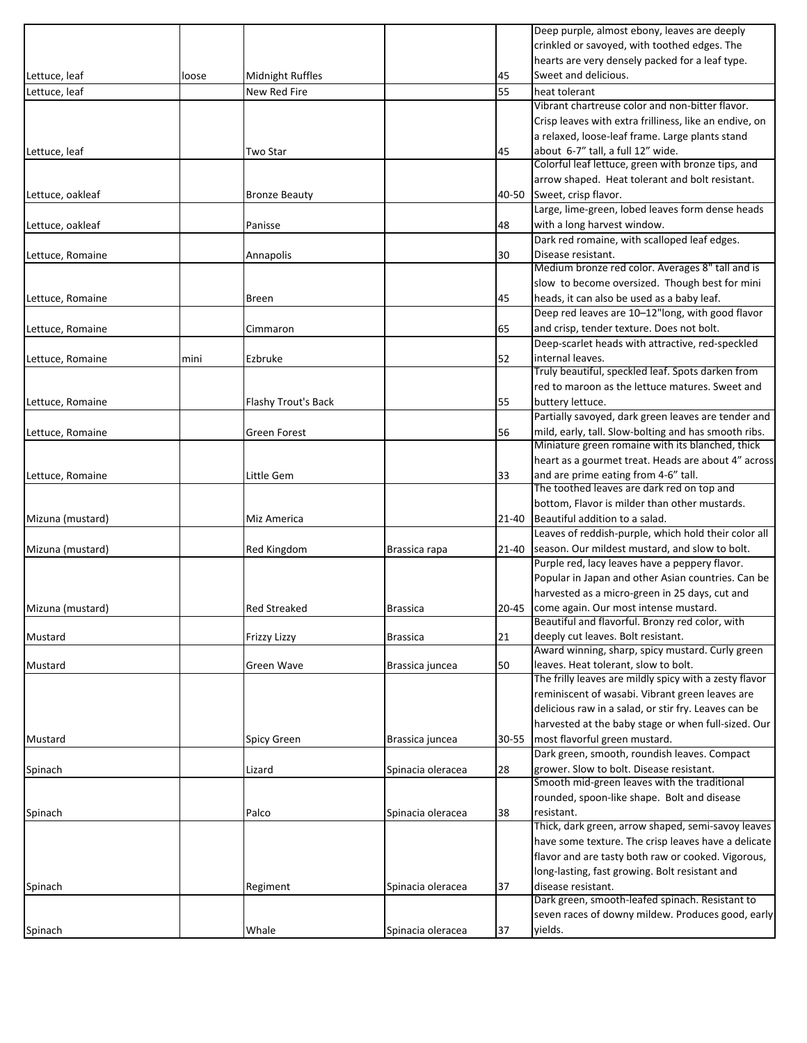| | | | | | |
|---|---|---|---|---|---|
| Lettuce, leaf | loose | Midnight Ruffles | | 45 | Deep purple, almost ebony, leaves are deeply crinkled or savoyed, with toothed edges. The hearts are very densely packed for a leaf type. Sweet and delicious. |
| Lettuce, leaf | | New Red Fire | | 55 | heat tolerant |
| Lettuce, leaf | | Two Star | | 45 | Vibrant chartreuse color and non-bitter flavor. Crisp leaves with extra frilliness, like an endive, on a relaxed, loose-leaf frame. Large plants stand about 6-7" tall, a full 12" wide. |
| Lettuce, oakleaf | | Bronze Beauty | | 40-50 | Colorful leaf lettuce, green with bronze tips, and arrow shaped. Heat tolerant and bolt resistant. Sweet, crisp flavor. |
| Lettuce, oakleaf | | Panisse | | 48 | Large, lime-green, lobed leaves form dense heads with a long harvest window. |
| Lettuce, Romaine | | Annapolis | | 30 | Dark red romaine, with scalloped leaf edges. Disease resistant. |
| Lettuce, Romaine | | Breen | | 45 | Medium bronze red color. Averages 8" tall and is slow to become oversized. Though best for mini heads, it can also be used as a baby leaf. |
| Lettuce, Romaine | | Cimmaron | | 65 | Deep red leaves are 10–12"long, with good flavor and crisp, tender texture. Does not bolt. |
| Lettuce, Romaine | mini | Ezbruke | | 52 | Deep-scarlet heads with attractive, red-speckled internal leaves. |
| Lettuce, Romaine | | Flashy Trout's Back | | 55 | Truly beautiful, speckled leaf. Spots darken from red to maroon as the lettuce matures. Sweet and buttery lettuce. |
| Lettuce, Romaine | | Green Forest | | 56 | Partially savoyed, dark green leaves are tender and mild, early, tall. Slow-bolting and has smooth ribs. |
| Lettuce, Romaine | | Little Gem | | 33 | Miniature green romaine with its blanched, thick heart as a gourmet treat. Heads are about 4" across and are prime eating from 4-6" tall. |
| Mizuna (mustard) | | Miz America | | 21-40 | The toothed leaves are dark red on top and bottom, Flavor is milder than other mustards. Beautiful addition to a salad. |
| Mizuna (mustard) | | Red Kingdom | Brassica rapa | 21-40 | Leaves of reddish-purple, which hold their color all season. Our mildest mustard, and slow to bolt. |
| Mizuna (mustard) | | Red Streaked | Brassica | 20-45 | Purple red, lacy leaves have a peppery flavor. Popular in Japan and other Asian countries. Can be harvested as a micro-green in 25 days, cut and come again. Our most intense mustard. |
| Mustard | | Frizzy Lizzy | Brassica | 21 | Beautiful and flavorful. Bronzy red color, with deeply cut leaves. Bolt resistant. |
| Mustard | | Green Wave | Brassica juncea | 50 | Award winning, sharp, spicy mustard. Curly green leaves. Heat tolerant, slow to bolt. |
| Mustard | | Spicy Green | Brassica juncea | 30-55 | The frilly leaves are mildly spicy with a zesty flavor reminiscent of wasabi. Vibrant green leaves are delicious raw in a salad, or stir fry. Leaves can be harvested at the baby stage or when full-sized. Our most flavorful green mustard. |
| Spinach | | Lizard | Spinacia oleracea | 28 | Dark green, smooth, roundish leaves. Compact grower. Slow to bolt. Disease resistant. |
| Spinach | | Palco | Spinacia oleracea | 38 | Smooth mid-green leaves with the traditional rounded, spoon-like shape. Bolt and disease resistant. |
| Spinach | | Regiment | Spinacia oleracea | 37 | Thick, dark green, arrow shaped, semi-savoy leaves have some texture. The crisp leaves have a delicate flavor and are tasty both raw or cooked. Vigorous, long-lasting, fast growing. Bolt resistant and disease resistant. |
| Spinach | | Whale | Spinacia oleracea | 37 | Dark green, smooth-leafed spinach. Resistant to seven races of downy mildew. Produces good, early yields. |